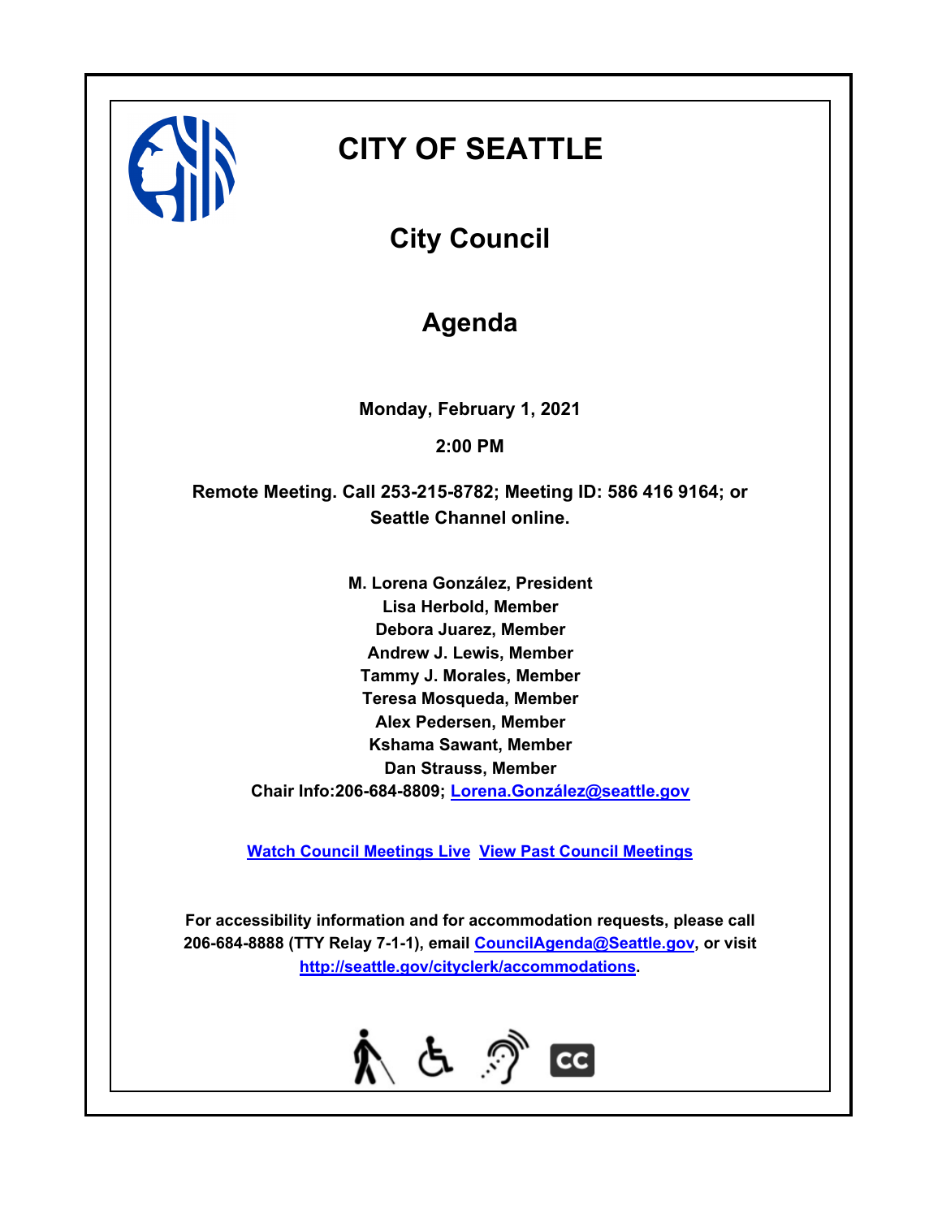# CITY OF SEATTLE

## City Council

## Agenda

**Monday, February 1, 2021**

**2:00 PM**

**Remote Meeting. Call 253-215-8782; Meeting ID: 586 416 9164; or Seattle Channel online.**

**M. Lorena González, President**
**Lisa Herbold, Member**
**Debora Juarez, Member**
**Andrew J. Lewis, Member**
**Tammy J. Morales, Member**
**Teresa Mosqueda, Member**
**Alex Pedersen, Member**
**Kshama Sawant, Member**
**Dan Strauss, Member**
**Chair Info:206-684-8809; [Lorena.González@seattle.gov](mailto:Lorena.González@seattle.gov)**

**[Watch Council Meetings Live](#) [View Past Council Meetings](#)**

**For accessibility information and for accommodation requests, please call 206-684-8888 (TTY Relay 7-1-1), email [CouncilAgenda@Seattle.gov](mailto:CouncilAgenda@Seattle.gov), or visit [http://seattle.gov/cityclerk/accommodations](http://seattle.gov/cityclerk/accommodations).**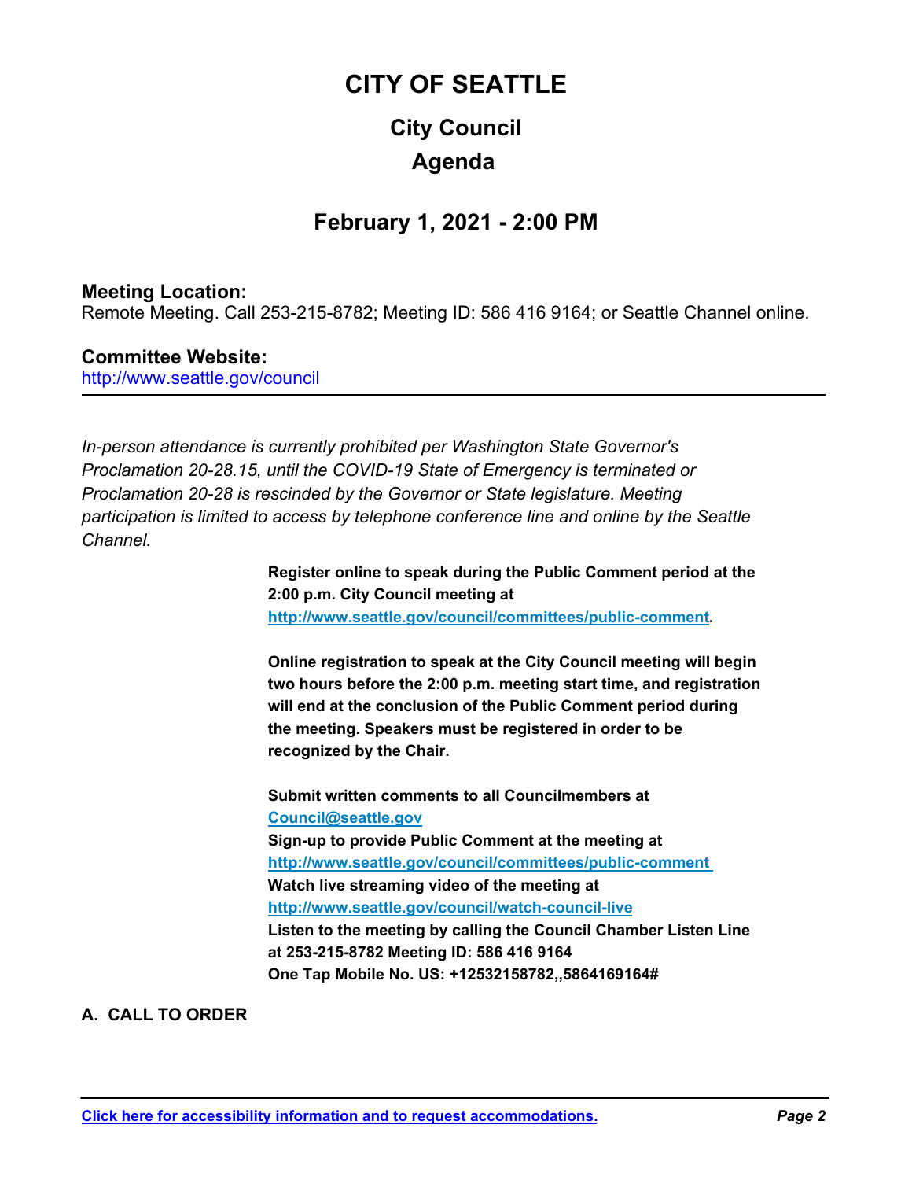# CITY OF SEATTLE

## City Council

## Agenda

## February 1, 2021 - 2:00 PM

**Meeting Location:**
Remote Meeting. Call 253-215-8782; Meeting ID: 586 416 9164; or Seattle Channel online.

**Committee Website:**
http://www.seattle.gov/council

---

*In-person attendance is currently prohibited per Washington State Governor's Proclamation 20-28.15, until the COVID-19 State of Emergency is terminated or Proclamation 20-28 is rescinded by the Governor or State legislature. Meeting participation is limited to access by telephone conference line and online by the Seattle Channel.*

**Register online to speak during the Public Comment period at the 2:00 p.m. City Council meeting at http://www.seattle.gov/council/committees/public-comment.**

**Online registration to speak at the City Council meeting will begin two hours before the 2:00 p.m. meeting start time, and registration will end at the conclusion of the Public Comment period during the meeting. Speakers must be registered in order to be recognized by the Chair.**

**Submit written comments to all Councilmembers at Council@seattle.gov**
**Sign-up to provide Public Comment at the meeting at http://www.seattle.gov/council/committees/public-comment**
**Watch live streaming video of the meeting at http://www.seattle.gov/council/watch-council-live**
**Listen to the meeting by calling the Council Chamber Listen Line at 253-215-8782 Meeting ID: 586 416 9164**
**One Tap Mobile No. US: +12532158782,,5864169164#**

**A. CALL TO ORDER**

Click here for accessibility information and to request accommodations.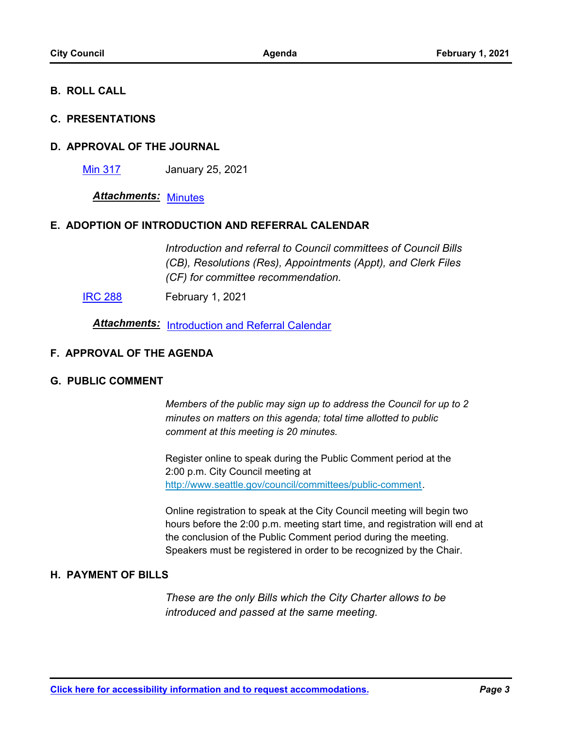## B. ROLL CALL

## C. PRESENTATIONS

## D. APPROVAL OF THE JOURNAL

Min 317 January 25, 2021

***Attachments:*** Minutes

## E. ADOPTION OF INTRODUCTION AND REFERRAL CALENDAR

*Introduction and referral to Council committees of Council Bills (CB), Resolutions (Res), Appointments (Appt), and Clerk Files (CF) for committee recommendation.*

IRC 288 February 1, 2021

***Attachments:*** Introduction and Referral Calendar

## F. APPROVAL OF THE AGENDA

## G. PUBLIC COMMENT

*Members of the public may sign up to address the Council for up to 2 minutes on matters on this agenda; total time allotted to public comment at this meeting is 20 minutes.*

Register online to speak during the Public Comment period at the 2:00 p.m. City Council meeting at http://www.seattle.gov/council/committees/public-comment.

Online registration to speak at the City Council meeting will begin two hours before the 2:00 p.m. meeting start time, and registration will end at the conclusion of the Public Comment period during the meeting. Speakers must be registered in order to be recognized by the Chair.

## H. PAYMENT OF BILLS

*These are the only Bills which the City Charter allows to be introduced and passed at the same meeting.*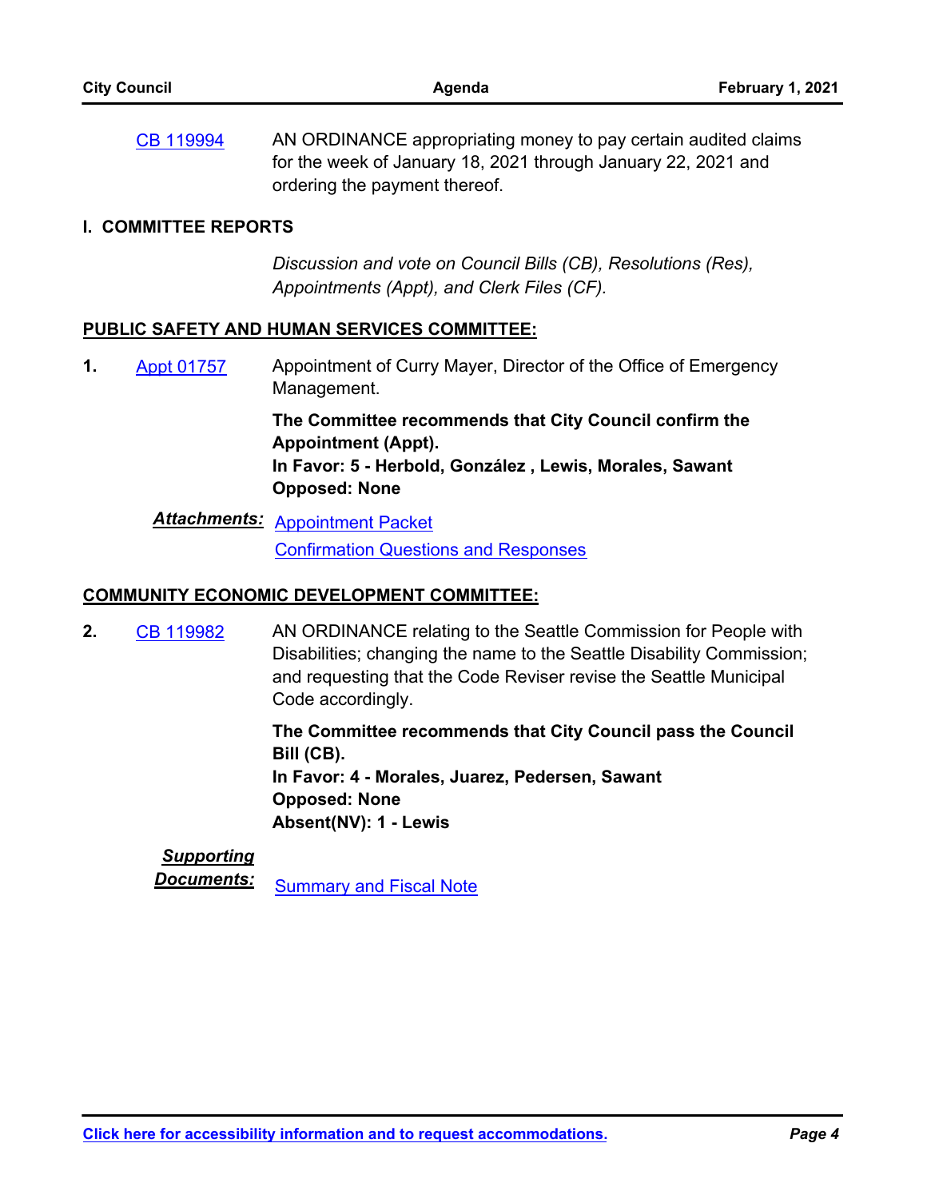CB 119994 AN ORDINANCE appropriating money to pay certain audited claims for the week of January 18, 2021 through January 22, 2021 and ordering the payment thereof.

## I. COMMITTEE REPORTS

*Discussion and vote on Council Bills (CB), Resolutions (Res), Appointments (Appt), and Clerk Files (CF).*

### PUBLIC SAFETY AND HUMAN SERVICES COMMITTEE:

**1.** Appt 01757 Appointment of Curry Mayer, Director of the Office of Emergency Management.

**The Committee recommends that City Council confirm the Appointment (Appt).**
**In Favor: 5 - Herbold, González , Lewis, Morales, Sawant**
**Opposed: None**

***Attachments:*** Appointment Packet
Confirmation Questions and Responses

### COMMUNITY ECONOMIC DEVELOPMENT COMMITTEE:

**2.** CB 119982 AN ORDINANCE relating to the Seattle Commission for People with Disabilities; changing the name to the Seattle Disability Commission; and requesting that the Code Reviser revise the Seattle Municipal Code accordingly.

**The Committee recommends that City Council pass the Council Bill (CB).**
**In Favor: 4 - Morales, Juarez, Pedersen, Sawant**
**Opposed: None**
**Absent(NV): 1 - Lewis**

***Supporting Documents:*** Summary and Fiscal Note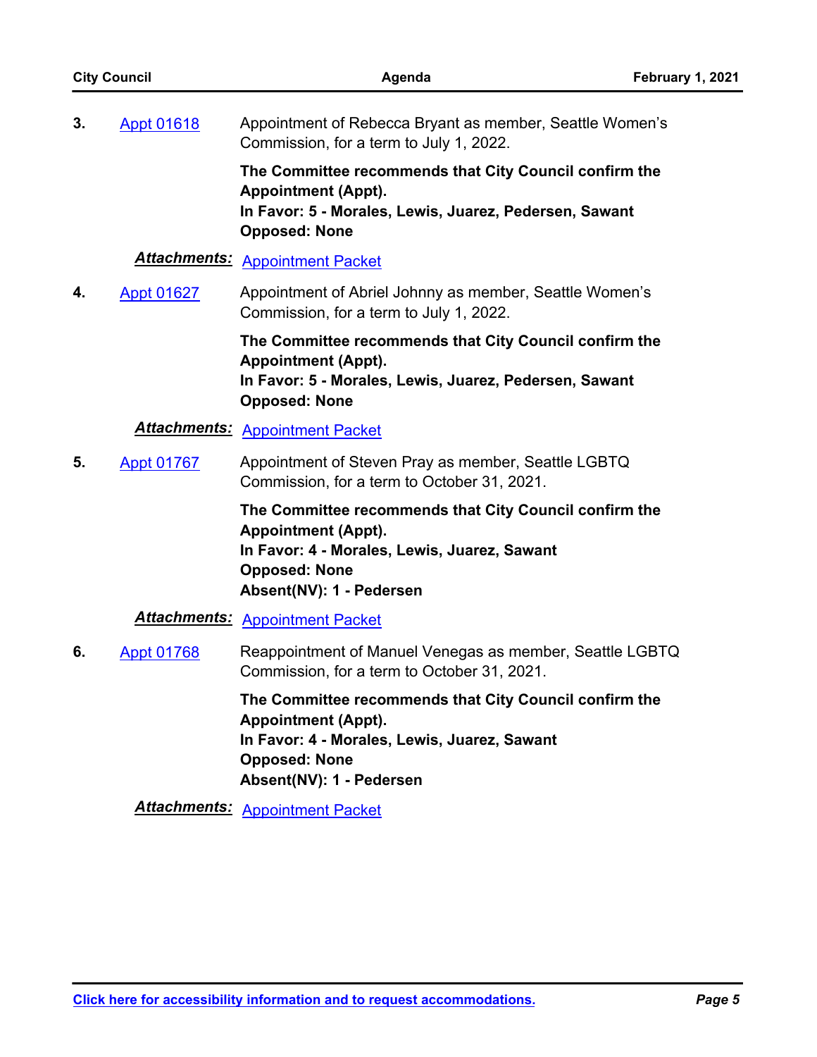**3.** Appt 01618 — Appointment of Rebecca Bryant as member, Seattle Women's Commission, for a term to July 1, 2022.

**The Committee recommends that City Council confirm the Appointment (Appt).**
**In Favor: 5 - Morales, Lewis, Juarez, Pedersen, Sawant**
**Opposed: None**

***Attachments:*** Appointment Packet

**4.** Appt 01627 — Appointment of Abriel Johnny as member, Seattle Women's Commission, for a term to July 1, 2022.

**The Committee recommends that City Council confirm the Appointment (Appt).**
**In Favor: 5 - Morales, Lewis, Juarez, Pedersen, Sawant**
**Opposed: None**

***Attachments:*** Appointment Packet

**5.** Appt 01767 — Appointment of Steven Pray as member, Seattle LGBTQ Commission, for a term to October 31, 2021.

**The Committee recommends that City Council confirm the Appointment (Appt).**
**In Favor: 4 - Morales, Lewis, Juarez, Sawant**
**Opposed: None**
**Absent(NV): 1 - Pedersen**

***Attachments:*** Appointment Packet

**6.** Appt 01768 — Reappointment of Manuel Venegas as member, Seattle LGBTQ Commission, for a term to October 31, 2021.

**The Committee recommends that City Council confirm the Appointment (Appt).**
**In Favor: 4 - Morales, Lewis, Juarez, Sawant**
**Opposed: None**
**Absent(NV): 1 - Pedersen**

***Attachments:*** Appointment Packet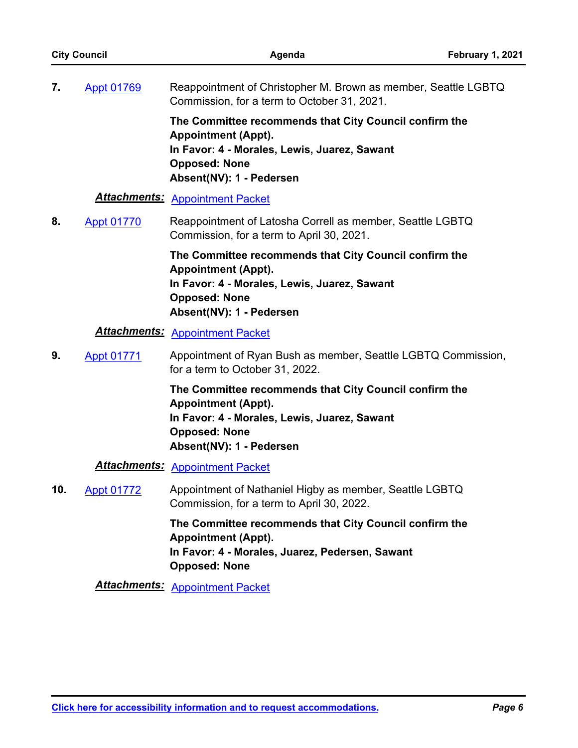7. Appt 01769 — Reappointment of Christopher M. Brown as member, Seattle LGBTQ Commission, for a term to October 31, 2021.

**The Committee recommends that City Council confirm the Appointment (Appt).**
**In Favor: 4 - Morales, Lewis, Juarez, Sawant**
**Opposed: None**
**Absent(NV): 1 - Pedersen**

***Attachments:*** Appointment Packet

8. Appt 01770 — Reappointment of Latosha Correll as member, Seattle LGBTQ Commission, for a term to April 30, 2021.

**The Committee recommends that City Council confirm the Appointment (Appt).**
**In Favor: 4 - Morales, Lewis, Juarez, Sawant**
**Opposed: None**
**Absent(NV): 1 - Pedersen**

***Attachments:*** Appointment Packet

9. Appt 01771 — Appointment of Ryan Bush as member, Seattle LGBTQ Commission, for a term to October 31, 2022.

**The Committee recommends that City Council confirm the Appointment (Appt).**
**In Favor: 4 - Morales, Lewis, Juarez, Sawant**
**Opposed: None**
**Absent(NV): 1 - Pedersen**

***Attachments:*** Appointment Packet

10. Appt 01772 — Appointment of Nathaniel Higby as member, Seattle LGBTQ Commission, for a term to April 30, 2022.

**The Committee recommends that City Council confirm the Appointment (Appt).**
**In Favor: 4 - Morales, Juarez, Pedersen, Sawant**
**Opposed: None**

***Attachments:*** Appointment Packet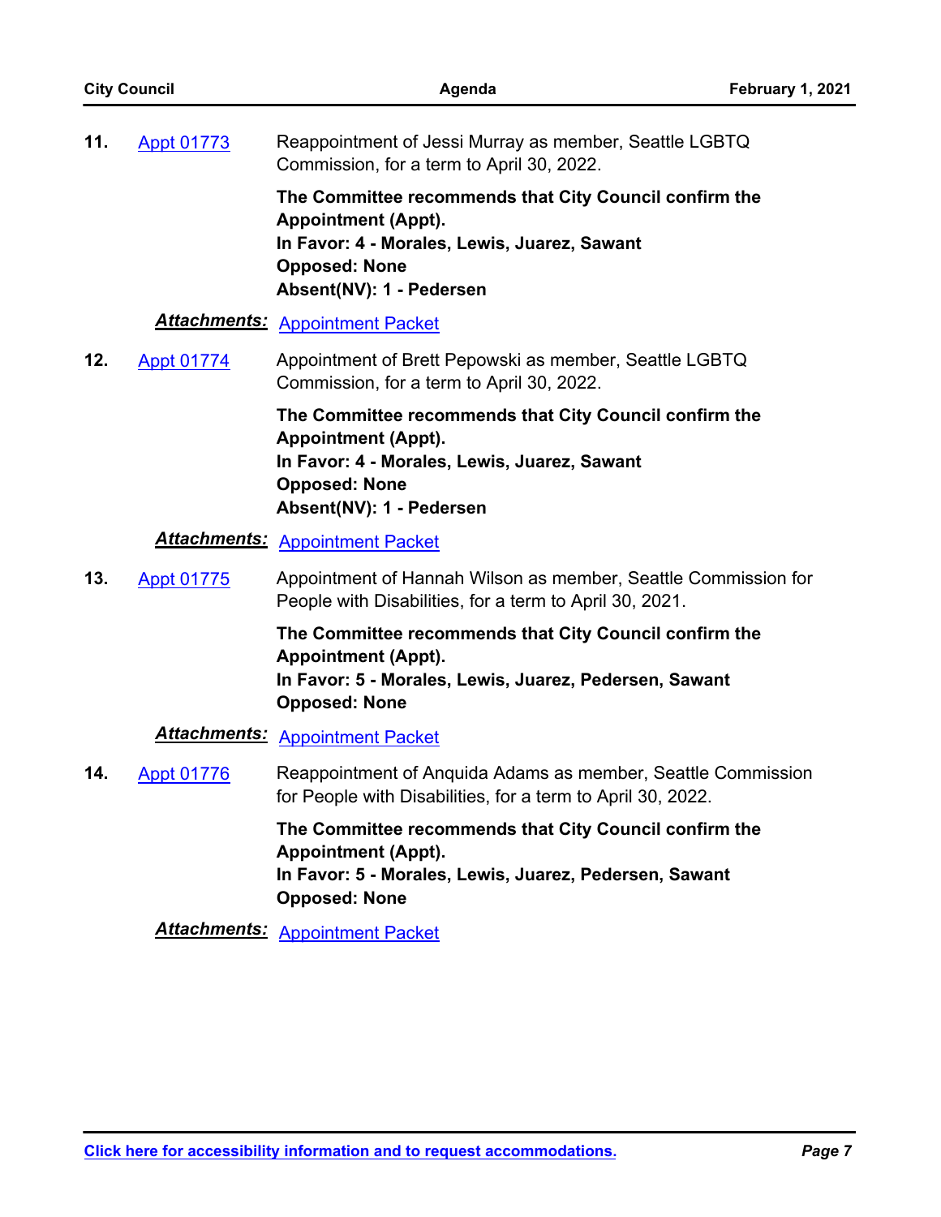**11.** Appt 01773 Reappointment of Jessi Murray as member, Seattle LGBTQ Commission, for a term to April 30, 2022.

**The Committee recommends that City Council confirm the Appointment (Appt).**
**In Favor: 4 - Morales, Lewis, Juarez, Sawant**
**Opposed: None**
**Absent(NV): 1 - Pedersen**

***Attachments:*** Appointment Packet

**12.** Appt 01774 Appointment of Brett Pepowski as member, Seattle LGBTQ Commission, for a term to April 30, 2022.

**The Committee recommends that City Council confirm the Appointment (Appt).**
**In Favor: 4 - Morales, Lewis, Juarez, Sawant**
**Opposed: None**
**Absent(NV): 1 - Pedersen**

***Attachments:*** Appointment Packet

**13.** Appt 01775 Appointment of Hannah Wilson as member, Seattle Commission for People with Disabilities, for a term to April 30, 2021.

**The Committee recommends that City Council confirm the Appointment (Appt).**
**In Favor: 5 - Morales, Lewis, Juarez, Pedersen, Sawant**
**Opposed: None**

***Attachments:*** Appointment Packet

**14.** Appt 01776 Reappointment of Anquida Adams as member, Seattle Commission for People with Disabilities, for a term to April 30, 2022.

**The Committee recommends that City Council confirm the Appointment (Appt).**
**In Favor: 5 - Morales, Lewis, Juarez, Pedersen, Sawant**
**Opposed: None**

***Attachments:*** Appointment Packet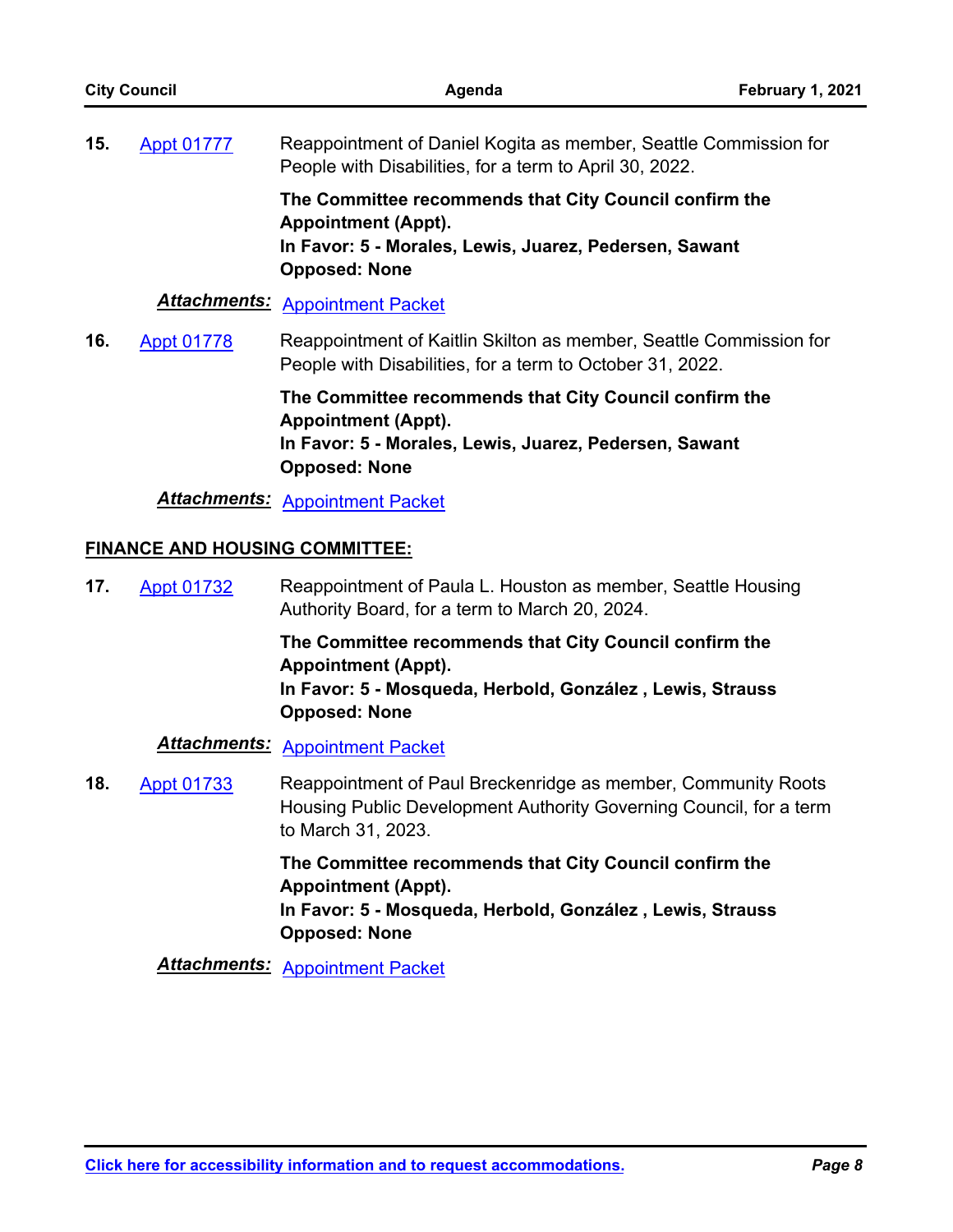**15.** Appt 01777

Reappointment of Daniel Kogita as member, Seattle Commission for People with Disabilities, for a term to April 30, 2022.

**The Committee recommends that City Council confirm the Appointment (Appt).**
**In Favor: 5 - Morales, Lewis, Juarez, Pedersen, Sawant**
**Opposed: None**

***Attachments:*** Appointment Packet

**16.** Appt 01778

Reappointment of Kaitlin Skilton as member, Seattle Commission for People with Disabilities, for a term to October 31, 2022.

**The Committee recommends that City Council confirm the Appointment (Appt).**
**In Favor: 5 - Morales, Lewis, Juarez, Pedersen, Sawant**
**Opposed: None**

***Attachments:*** Appointment Packet

## FINANCE AND HOUSING COMMITTEE:

**17.** Appt 01732

Reappointment of Paula L. Houston as member, Seattle Housing Authority Board, for a term to March 20, 2024.

**The Committee recommends that City Council confirm the Appointment (Appt).**
**In Favor: 5 - Mosqueda, Herbold, González , Lewis, Strauss**
**Opposed: None**

***Attachments:*** Appointment Packet

**18.** Appt 01733

Reappointment of Paul Breckenridge as member, Community Roots Housing Public Development Authority Governing Council, for a term to March 31, 2023.

**The Committee recommends that City Council confirm the Appointment (Appt).**
**In Favor: 5 - Mosqueda, Herbold, González , Lewis, Strauss**
**Opposed: None**

***Attachments:*** Appointment Packet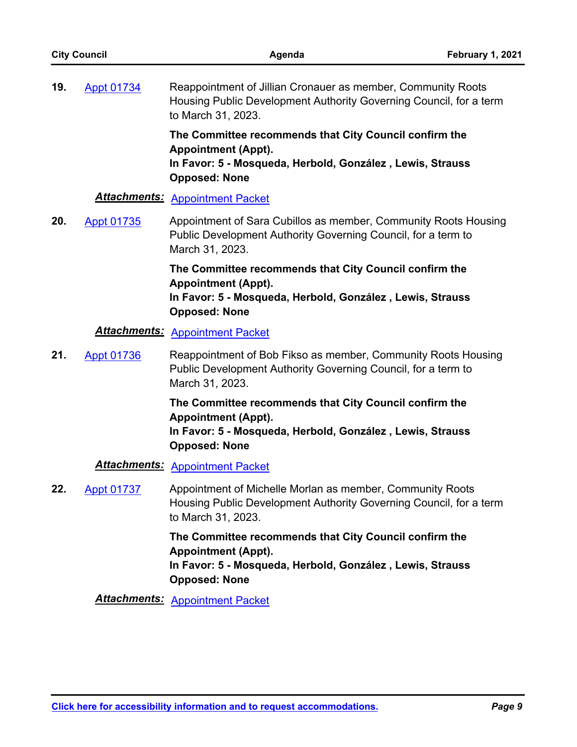**19.** Appt 01734

Reappointment of Jillian Cronauer as member, Community Roots Housing Public Development Authority Governing Council, for a term to March 31, 2023.

**The Committee recommends that City Council confirm the Appointment (Appt).**
**In Favor: 5 - Mosqueda, Herbold, González , Lewis, Strauss**
**Opposed: None**

***Attachments:*** Appointment Packet

**20.** Appt 01735

Appointment of Sara Cubillos as member, Community Roots Housing Public Development Authority Governing Council, for a term to March 31, 2023.

**The Committee recommends that City Council confirm the Appointment (Appt).**
**In Favor: 5 - Mosqueda, Herbold, González , Lewis, Strauss**
**Opposed: None**

***Attachments:*** Appointment Packet

**21.** Appt 01736

Reappointment of Bob Fikso as member, Community Roots Housing Public Development Authority Governing Council, for a term to March 31, 2023.

**The Committee recommends that City Council confirm the Appointment (Appt).**
**In Favor: 5 - Mosqueda, Herbold, González , Lewis, Strauss**
**Opposed: None**

***Attachments:*** Appointment Packet

**22.** Appt 01737

Appointment of Michelle Morlan as member, Community Roots Housing Public Development Authority Governing Council, for a term to March 31, 2023.

**The Committee recommends that City Council confirm the Appointment (Appt).**
**In Favor: 5 - Mosqueda, Herbold, González , Lewis, Strauss**
**Opposed: None**

***Attachments:*** Appointment Packet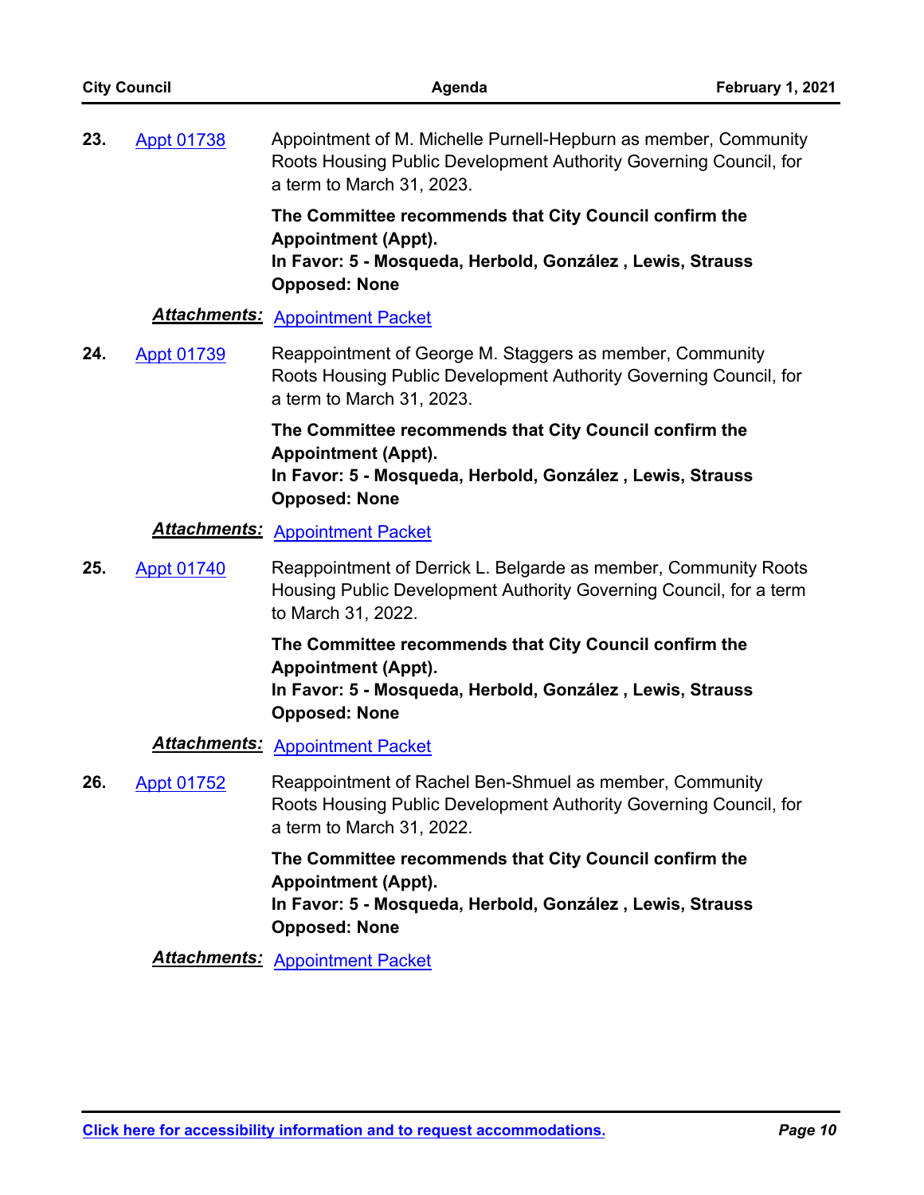23. [Appt 01738](#) Appointment of M. Michelle Purnell-Hepburn as member, Community Roots Housing Public Development Authority Governing Council, for a term to March 31, 2023.

**The Committee recommends that City Council confirm the Appointment (Appt).**
**In Favor: 5 - Mosqueda, Herbold, González , Lewis, Strauss**
**Opposed: None**

***Attachments:*** [Appointment Packet](#)

24. [Appt 01739](#) Reappointment of George M. Staggers as member, Community Roots Housing Public Development Authority Governing Council, for a term to March 31, 2023.

**The Committee recommends that City Council confirm the Appointment (Appt).**
**In Favor: 5 - Mosqueda, Herbold, González , Lewis, Strauss**
**Opposed: None**

***Attachments:*** [Appointment Packet](#)

25. [Appt 01740](#) Reappointment of Derrick L. Belgarde as member, Community Roots Housing Public Development Authority Governing Council, for a term to March 31, 2022.

**The Committee recommends that City Council confirm the Appointment (Appt).**
**In Favor: 5 - Mosqueda, Herbold, González , Lewis, Strauss**
**Opposed: None**

***Attachments:*** [Appointment Packet](#)

26. [Appt 01752](#) Reappointment of Rachel Ben-Shmuel as member, Community Roots Housing Public Development Authority Governing Council, for a term to March 31, 2022.

**The Committee recommends that City Council confirm the Appointment (Appt).**
**In Favor: 5 - Mosqueda, Herbold, González , Lewis, Strauss**
**Opposed: None**

***Attachments:*** [Appointment Packet](#)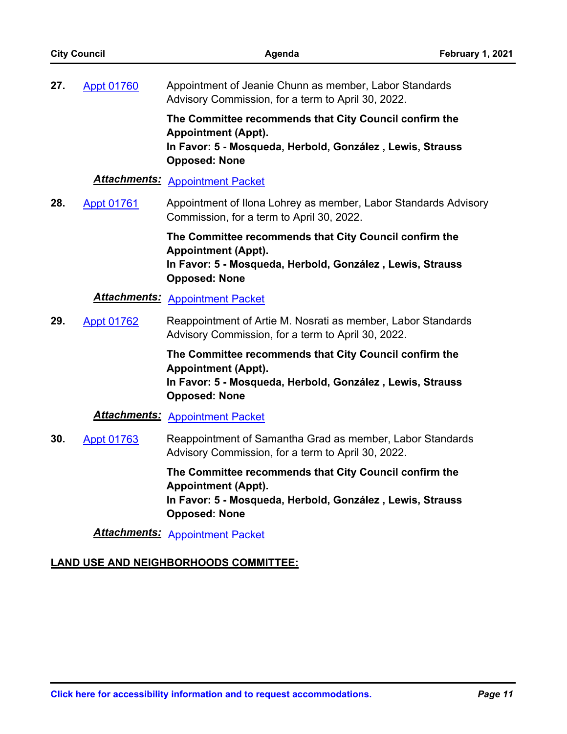**27.** Appt 01760 — Appointment of Jeanie Chunn as member, Labor Standards Advisory Commission, for a term to April 30, 2022.

**The Committee recommends that City Council confirm the Appointment (Appt).**
**In Favor: 5 - Mosqueda, Herbold, González , Lewis, Strauss**
**Opposed: None**

***Attachments:*** Appointment Packet

**28.** Appt 01761 — Appointment of Ilona Lohrey as member, Labor Standards Advisory Commission, for a term to April 30, 2022.

**The Committee recommends that City Council confirm the Appointment (Appt).**
**In Favor: 5 - Mosqueda, Herbold, González , Lewis, Strauss**
**Opposed: None**

***Attachments:*** Appointment Packet

**29.** Appt 01762 — Reappointment of Artie M. Nosrati as member, Labor Standards Advisory Commission, for a term to April 30, 2022.

**The Committee recommends that City Council confirm the Appointment (Appt).**
**In Favor: 5 - Mosqueda, Herbold, González , Lewis, Strauss**
**Opposed: None**

***Attachments:*** Appointment Packet

**30.** Appt 01763 — Reappointment of Samantha Grad as member, Labor Standards Advisory Commission, for a term to April 30, 2022.

**The Committee recommends that City Council confirm the Appointment (Appt).**
**In Favor: 5 - Mosqueda, Herbold, González , Lewis, Strauss**
**Opposed: None**

***Attachments:*** Appointment Packet

## LAND USE AND NEIGHBORHOODS COMMITTEE: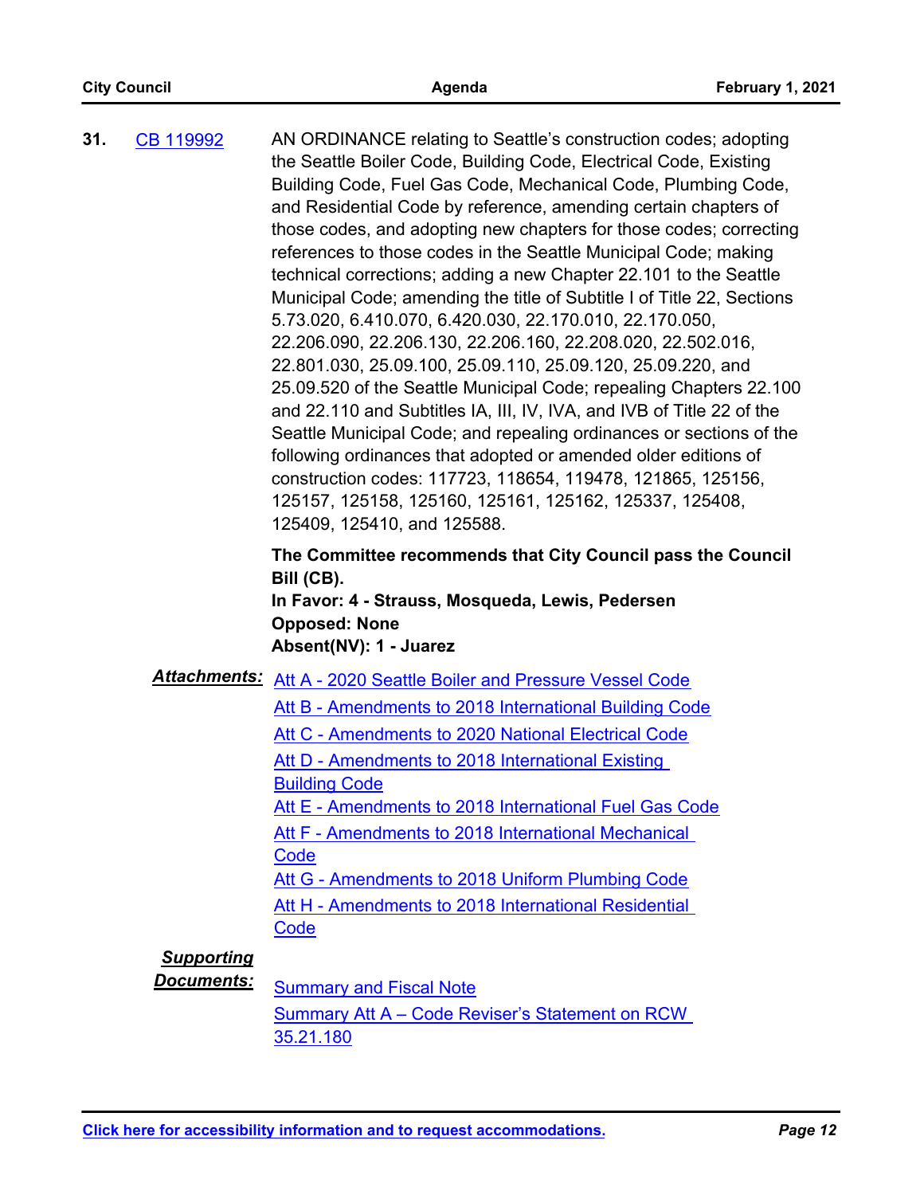**31.** CB 119992

AN ORDINANCE relating to Seattle's construction codes; adopting the Seattle Boiler Code, Building Code, Electrical Code, Existing Building Code, Fuel Gas Code, Mechanical Code, Plumbing Code, and Residential Code by reference, amending certain chapters of those codes, and adopting new chapters for those codes; correcting references to those codes in the Seattle Municipal Code; making technical corrections; adding a new Chapter 22.101 to the Seattle Municipal Code; amending the title of Subtitle I of Title 22, Sections 5.73.020, 6.410.070, 6.420.030, 22.170.010, 22.170.050, 22.206.090, 22.206.130, 22.206.160, 22.208.020, 22.502.016, 22.801.030, 25.09.100, 25.09.110, 25.09.120, 25.09.220, and 25.09.520 of the Seattle Municipal Code; repealing Chapters 22.100 and 22.110 and Subtitles IA, III, IV, IVA, and IVB of Title 22 of the Seattle Municipal Code; and repealing ordinances or sections of the following ordinances that adopted or amended older editions of construction codes: 117723, 118654, 119478, 121865, 125156, 125157, 125158, 125160, 125161, 125162, 125337, 125408, 125409, 125410, and 125588.

**The Committee recommends that City Council pass the Council Bill (CB).**
**In Favor: 4 - Strauss, Mosqueda, Lewis, Pedersen**
**Opposed: None**
**Absent(NV): 1 - Juarez**

***Attachments:***

- Att A - 2020 Seattle Boiler and Pressure Vessel Code
- Att B - Amendments to 2018 International Building Code
- Att C - Amendments to 2020 National Electrical Code
- Att D - Amendments to 2018 International Existing Building Code
- Att E - Amendments to 2018 International Fuel Gas Code
- Att F - Amendments to 2018 International Mechanical Code
- Att G - Amendments to 2018 Uniform Plumbing Code
- Att H - Amendments to 2018 International Residential Code

***Supporting Documents:***

- Summary and Fiscal Note
- Summary Att A – Code Reviser's Statement on RCW 35.21.180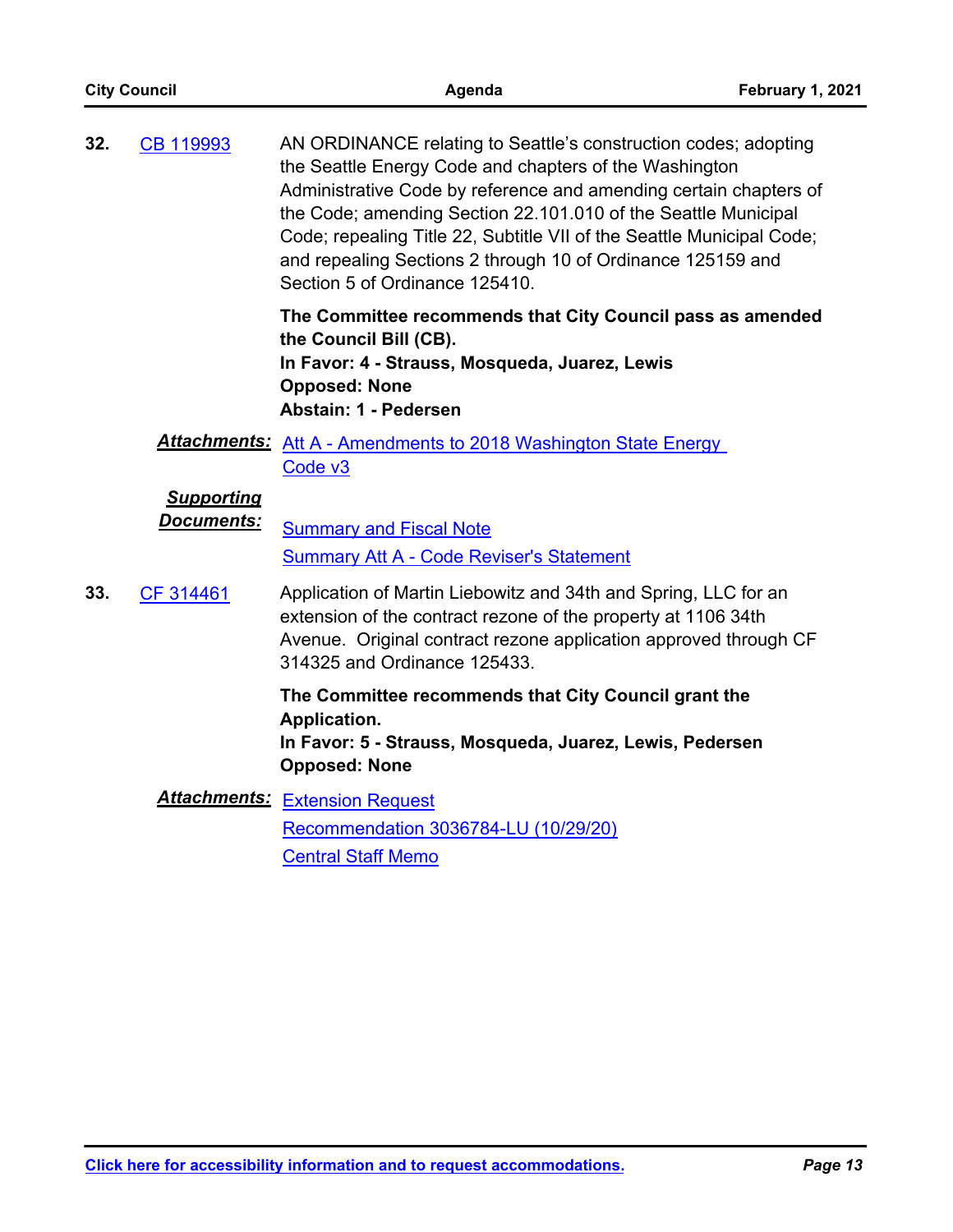**32.** CB 119993

AN ORDINANCE relating to Seattle's construction codes; adopting the Seattle Energy Code and chapters of the Washington Administrative Code by reference and amending certain chapters of the Code; amending Section 22.101.010 of the Seattle Municipal Code; repealing Title 22, Subtitle VII of the Seattle Municipal Code; and repealing Sections 2 through 10 of Ordinance 125159 and Section 5 of Ordinance 125410.

**The Committee recommends that City Council pass as amended the Council Bill (CB).**
**In Favor: 4 - Strauss, Mosqueda, Juarez, Lewis**
**Opposed: None**
**Abstain: 1 - Pedersen**

***Attachments:*** Att A - Amendments to 2018 Washington State Energy Code v3

***Supporting Documents:*** Summary and Fiscal Note
Summary Att A - Code Reviser's Statement

**33.** CF 314461

Application of Martin Liebowitz and 34th and Spring, LLC for an extension of the contract rezone of the property at 1106 34th Avenue. Original contract rezone application approved through CF 314325 and Ordinance 125433.

**The Committee recommends that City Council grant the Application.**
**In Favor: 5 - Strauss, Mosqueda, Juarez, Lewis, Pedersen**
**Opposed: None**

***Attachments:*** Extension Request
Recommendation 3036784-LU (10/29/20)
Central Staff Memo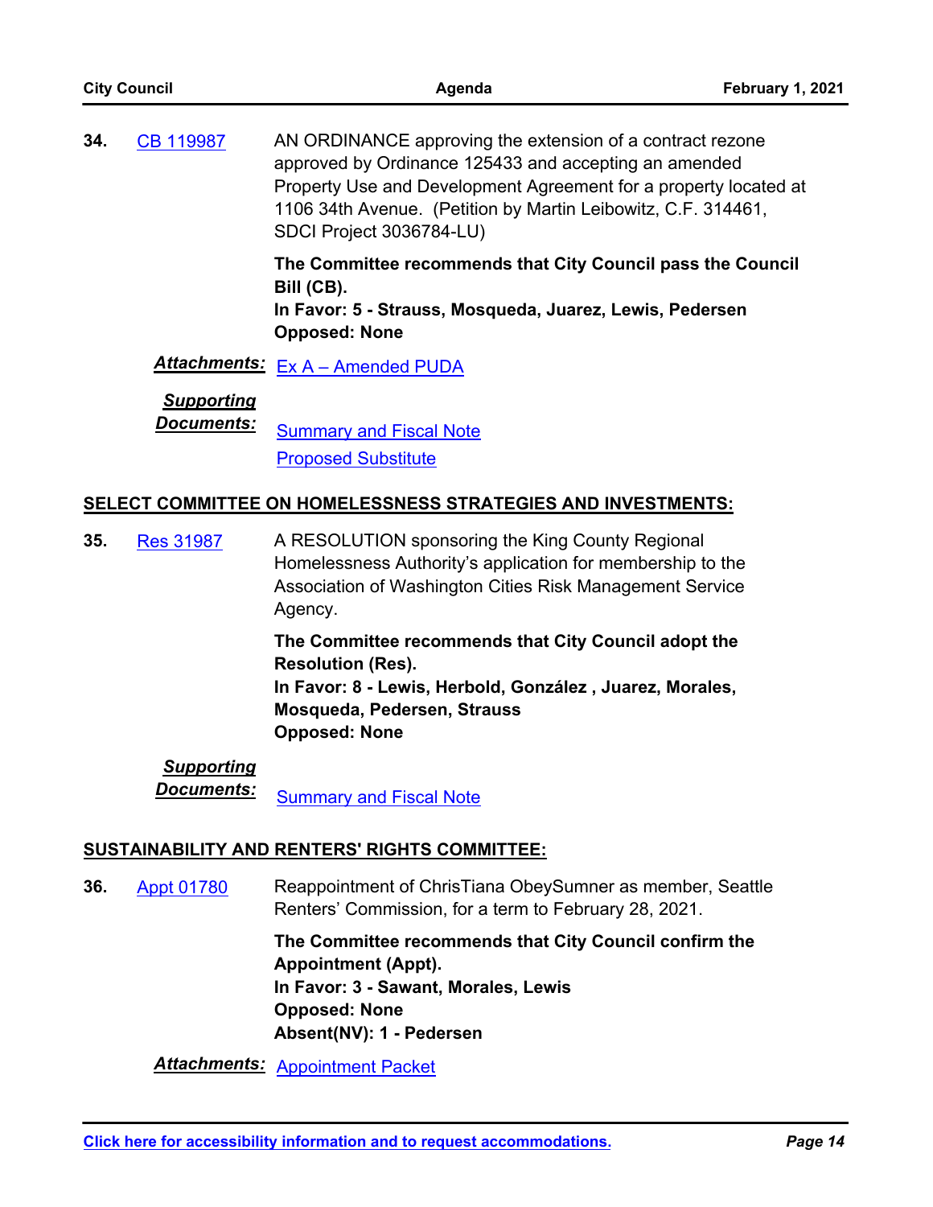**34.** CB 119987

AN ORDINANCE approving the extension of a contract rezone approved by Ordinance 125433 and accepting an amended Property Use and Development Agreement for a property located at 1106 34th Avenue. (Petition by Martin Leibowitz, C.F. 314461, SDCI Project 3036784-LU)

**The Committee recommends that City Council pass the Council Bill (CB).**
**In Favor: 5 - Strauss, Mosqueda, Juarez, Lewis, Pedersen**
**Opposed: None**

***Attachments:*** Ex A – Amended PUDA

***Supporting Documents:*** Summary and Fiscal Note
Proposed Substitute

## SELECT COMMITTEE ON HOMELESSNESS STRATEGIES AND INVESTMENTS:

**35.** Res 31987

A RESOLUTION sponsoring the King County Regional Homelessness Authority's application for membership to the Association of Washington Cities Risk Management Service Agency.

**The Committee recommends that City Council adopt the Resolution (Res).**
**In Favor: 8 - Lewis, Herbold, González , Juarez, Morales, Mosqueda, Pedersen, Strauss**
**Opposed: None**

***Supporting Documents:*** Summary and Fiscal Note

## SUSTAINABILITY AND RENTERS' RIGHTS COMMITTEE:

**36.** Appt 01780

Reappointment of ChrisTiana ObeySumner as member, Seattle Renters' Commission, for a term to February 28, 2021.

**The Committee recommends that City Council confirm the Appointment (Appt).**
**In Favor: 3 - Sawant, Morales, Lewis**
**Opposed: None**
**Absent(NV): 1 - Pedersen**

***Attachments:*** Appointment Packet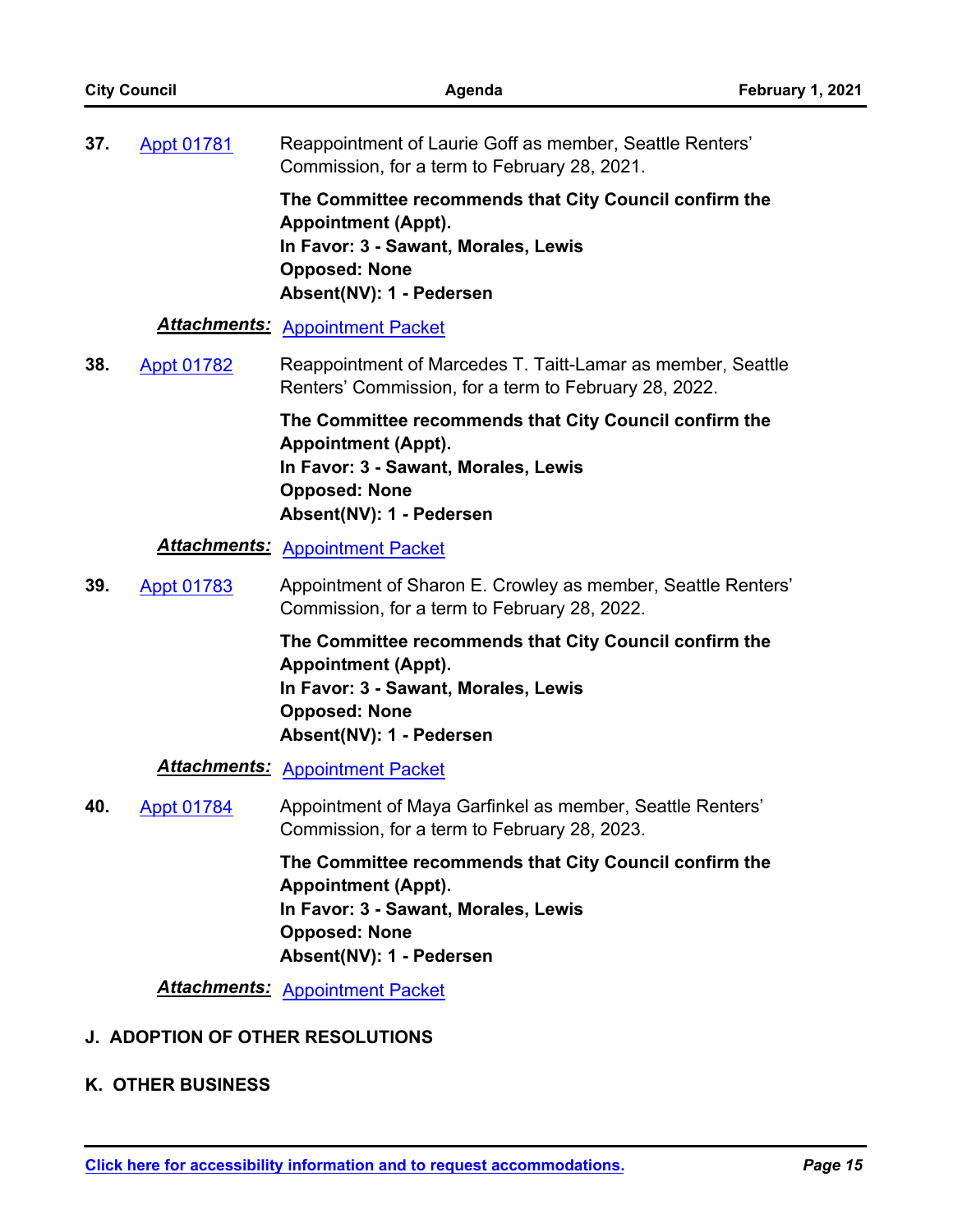**37.** Appt 01781 — Reappointment of Laurie Goff as member, Seattle Renters' Commission, for a term to February 28, 2021.

**The Committee recommends that City Council confirm the Appointment (Appt).**
**In Favor: 3 - Sawant, Morales, Lewis**
**Opposed: None**
**Absent(NV): 1 - Pedersen**

***Attachments:*** Appointment Packet

**38.** Appt 01782 — Reappointment of Marcedes T. Taitt-Lamar as member, Seattle Renters' Commission, for a term to February 28, 2022.

**The Committee recommends that City Council confirm the Appointment (Appt).**
**In Favor: 3 - Sawant, Morales, Lewis**
**Opposed: None**
**Absent(NV): 1 - Pedersen**

***Attachments:*** Appointment Packet

**39.** Appt 01783 — Appointment of Sharon E. Crowley as member, Seattle Renters' Commission, for a term to February 28, 2022.

**The Committee recommends that City Council confirm the Appointment (Appt).**
**In Favor: 3 - Sawant, Morales, Lewis**
**Opposed: None**
**Absent(NV): 1 - Pedersen**

***Attachments:*** Appointment Packet

**40.** Appt 01784 — Appointment of Maya Garfinkel as member, Seattle Renters' Commission, for a term to February 28, 2023.

**The Committee recommends that City Council confirm the Appointment (Appt).**
**In Favor: 3 - Sawant, Morales, Lewis**
**Opposed: None**
**Absent(NV): 1 - Pedersen**

***Attachments:*** Appointment Packet

## J. ADOPTION OF OTHER RESOLUTIONS

## K. OTHER BUSINESS

**Click here for accessibility information and to request accommodations.**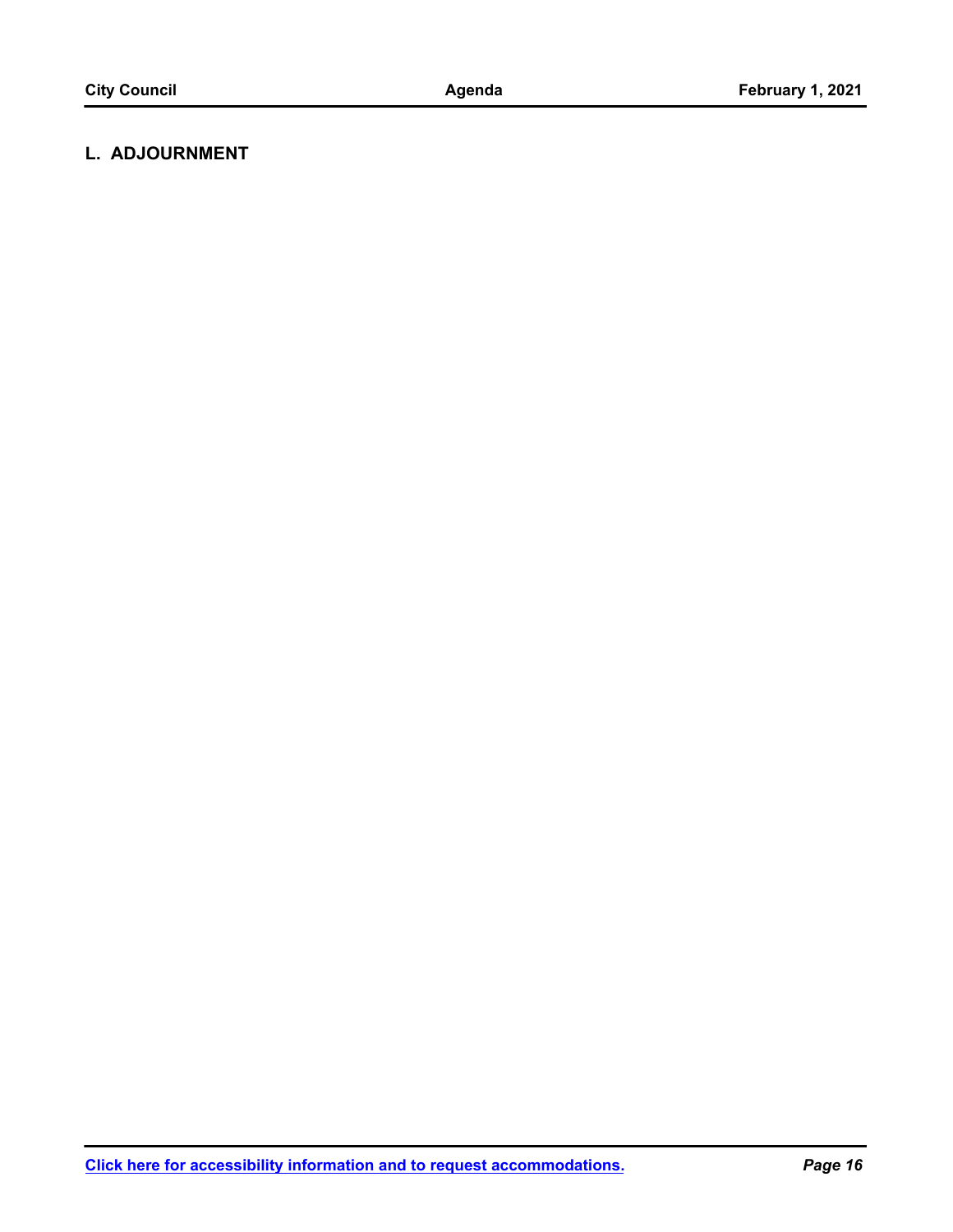## L. ADJOURNMENT